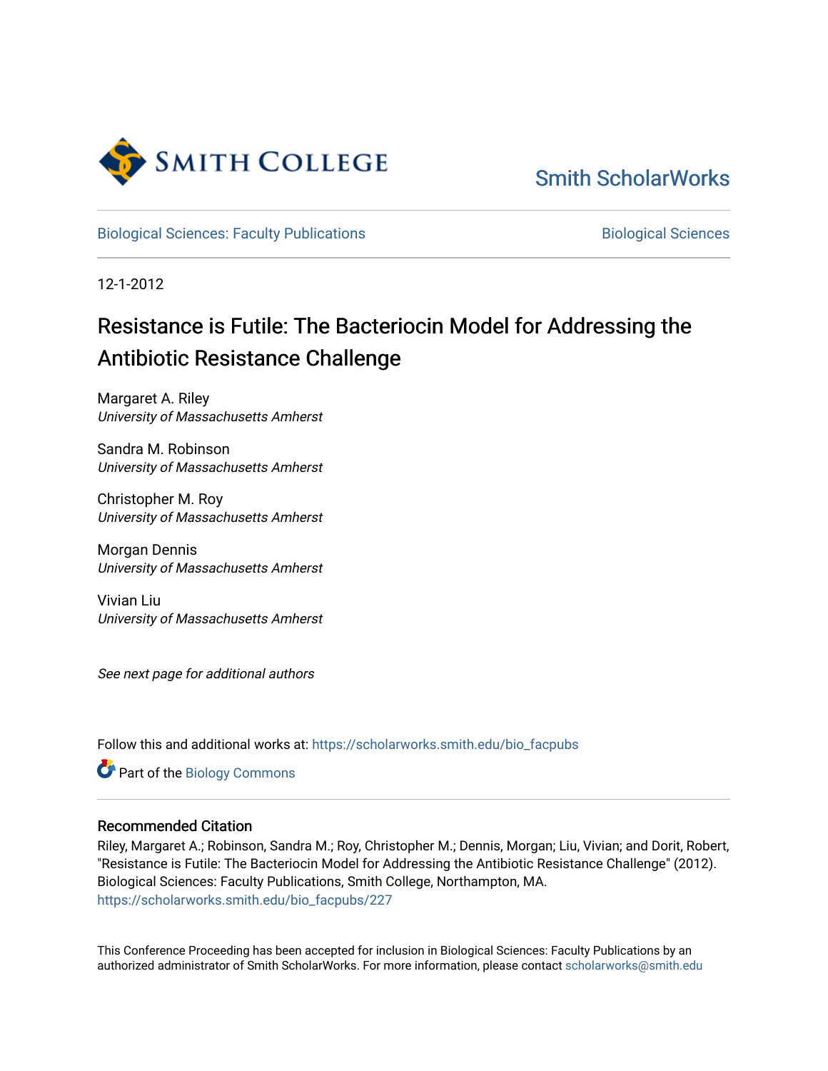Smith College

Smith ScholarWorks

Biological Sciences: Faculty Publications

Biological Sciences

12-1-2012

# Resistance is Futile: The Bacteriocin Model for Addressing the Antibiotic Resistance Challenge

Margaret A. Riley
*University of Massachusetts Amherst*

Sandra M. Robinson
*University of Massachusetts Amherst*

Christopher M. Roy
*University of Massachusetts Amherst*

Morgan Dennis
*University of Massachusetts Amherst*

Vivian Liu
*University of Massachusetts Amherst*

*See next page for additional authors*

Follow this and additional works at: https://scholarworks.smith.edu/bio_facpubs

Part of the Biology Commons

## Recommended Citation

Riley, Margaret A.; Robinson, Sandra M.; Roy, Christopher M.; Dennis, Morgan; Liu, Vivian; and Dorit, Robert, "Resistance is Futile: The Bacteriocin Model for Addressing the Antibiotic Resistance Challenge" (2012). Biological Sciences: Faculty Publications, Smith College, Northampton, MA.
https://scholarworks.smith.edu/bio_facpubs/227

This Conference Proceeding has been accepted for inclusion in Biological Sciences: Faculty Publications by an authorized administrator of Smith ScholarWorks. For more information, please contact scholarworks@smith.edu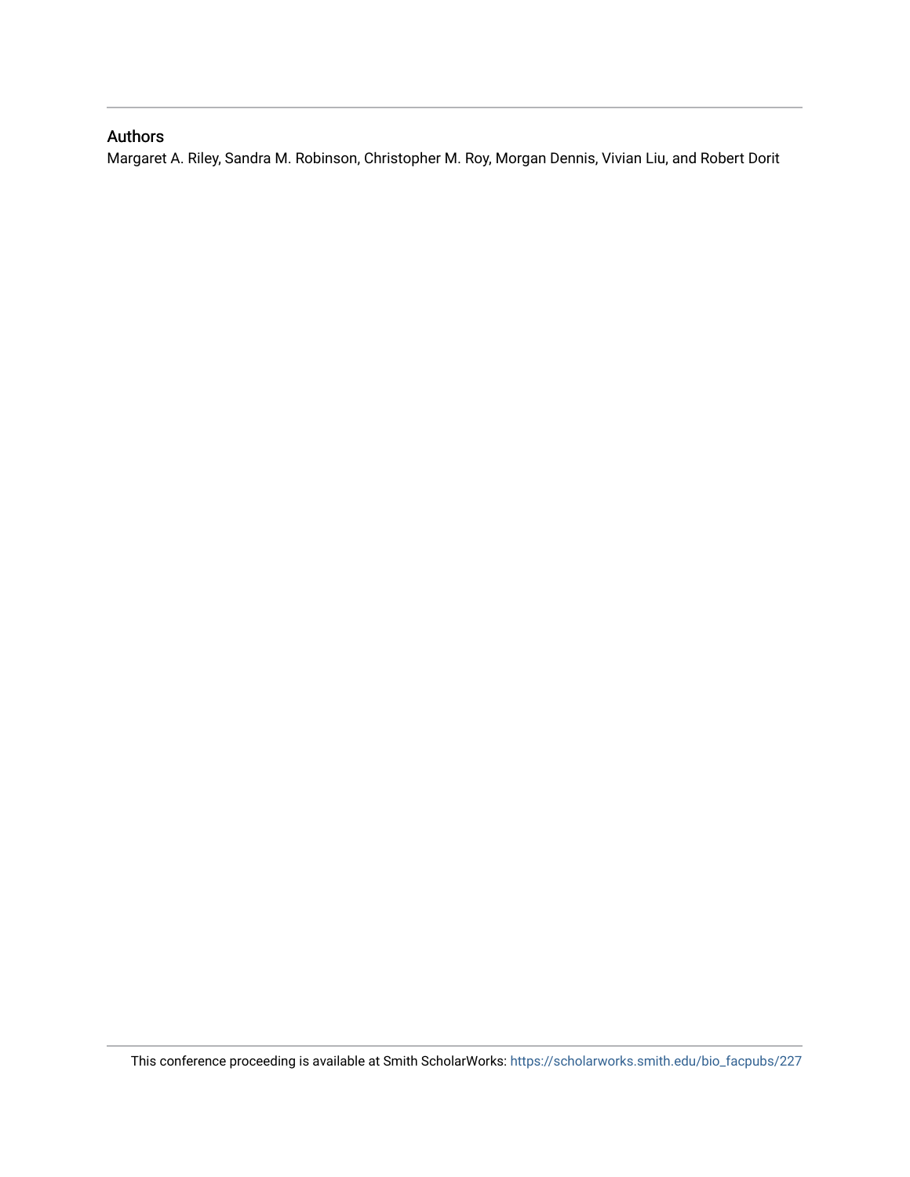## Authors

Margaret A. Riley, Sandra M. Robinson, Christopher M. Roy, Morgan Dennis, Vivian Liu, and Robert Dorit

This conference proceeding is available at Smith ScholarWorks: https://scholarworks.smith.edu/bio_facpubs/227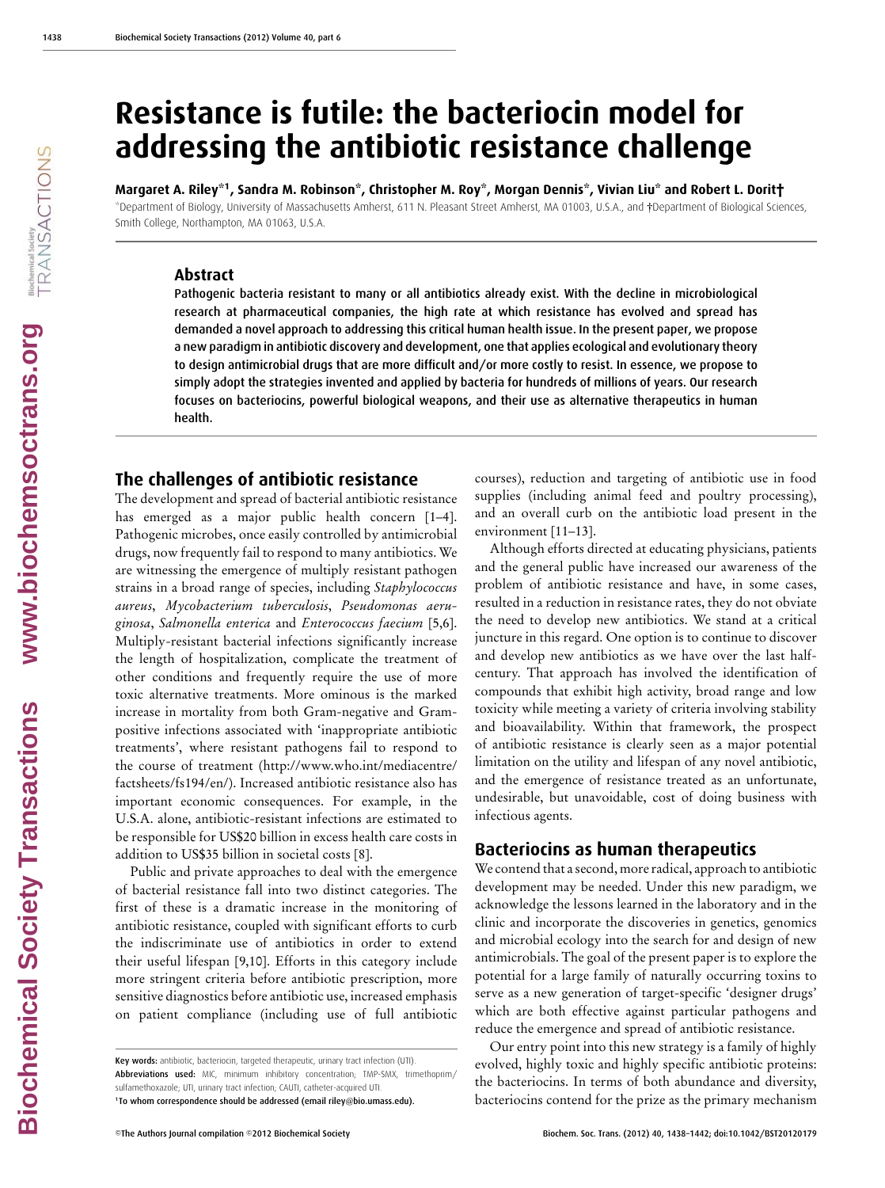# Resistance is futile: the bacteriocin model for addressing the antibiotic resistance challenge

**Margaret A. Riley*[1], Sandra M. Robinson*, Christopher M. Roy*, Morgan Dennis*, Vivian Liu* and Robert L. Dorit†**

*Department of Biology, University of Massachusetts Amherst, 611 N. Pleasant Street Amherst, MA 01003, U.S.A., and †Department of Biological Sciences, Smith College, Northampton, MA 01063, U.S.A.

## Abstract

**Pathogenic bacteria resistant to many or all antibiotics already exist. With the decline in microbiological research at pharmaceutical companies, the high rate at which resistance has evolved and spread has demanded a novel approach to addressing this critical human health issue. In the present paper, we propose a new paradigm in antibiotic discovery and development, one that applies ecological and evolutionary theory to design antimicrobial drugs that are more difficult and/or more costly to resist. In essence, we propose to simply adopt the strategies invented and applied by bacteria for hundreds of millions of years. Our research focuses on bacteriocins, powerful biological weapons, and their use as alternative therapeutics in human health.**

## The challenges of antibiotic resistance

The development and spread of bacterial antibiotic resistance has emerged as a major public health concern [1–4]. Pathogenic microbes, once easily controlled by antimicrobial drugs, now frequently fail to respond to many antibiotics. We are witnessing the emergence of multiply resistant pathogen strains in a broad range of species, including *Staphylococcus aureus*, *Mycobacterium tuberculosis*, *Pseudomonas aeruginosa*, *Salmonella enterica* and *Enterococcus faecium* [5,6]. Multiply-resistant bacterial infections significantly increase the length of hospitalization, complicate the treatment of other conditions and frequently require the use of more toxic alternative treatments. More ominous is the marked increase in mortality from both Gram-negative and Gram-positive infections associated with 'inappropriate antibiotic treatments', where resistant pathogens fail to respond to the course of treatment (http://www.who.int/mediacentre/factsheets/fs194/en/). Increased antibiotic resistance also has important economic consequences. For example, in the U.S.A. alone, antibiotic-resistant infections are estimated to be responsible for US$20 billion in excess health care costs in addition to US$35 billion in societal costs [8].

Public and private approaches to deal with the emergence of bacterial resistance fall into two distinct categories. The first of these is a dramatic increase in the monitoring of antibiotic resistance, coupled with significant efforts to curb the indiscriminate use of antibiotics in order to extend their useful lifespan [9,10]. Efforts in this category include more stringent criteria before antibiotic prescription, more sensitive diagnostics before antibiotic use, increased emphasis on patient compliance (including use of full antibiotic courses), reduction and targeting of antibiotic use in food supplies (including animal feed and poultry processing), and an overall curb on the antibiotic load present in the environment [11–13].

Although efforts directed at educating physicians, patients and the general public have increased our awareness of the problem of antibiotic resistance and have, in some cases, resulted in a reduction in resistance rates, they do not obviate the need to develop new antibiotics. We stand at a critical juncture in this regard. One option is to continue to discover and develop new antibiotics as we have over the last half-century. That approach has involved the identification of compounds that exhibit high activity, broad range and low toxicity while meeting a variety of criteria involving stability and bioavailability. Within that framework, the prospect of antibiotic resistance is clearly seen as a major potential limitation on the utility and lifespan of any novel antibiotic, and the emergence of resistance treated as an unfortunate, undesirable, but unavoidable, cost of doing business with infectious agents.

## Bacteriocins as human therapeutics

We contend that a second, more radical, approach to antibiotic development may be needed. Under this new paradigm, we acknowledge the lessons learned in the laboratory and in the clinic and incorporate the discoveries in genetics, genomics and microbial ecology into the search for and design of new antimicrobials. The goal of the present paper is to explore the potential for a large family of naturally occurring toxins to serve as a new generation of target-specific 'designer drugs' which are both effective against particular pathogens and reduce the emergence and spread of antibiotic resistance.

Our entry point into this new strategy is a family of highly evolved, highly toxic and highly specific antibiotic proteins: the bacteriocins. In terms of both abundance and diversity, bacteriocins contend for the prize as the primary mechanism

Key words: antibiotic, bacteriocin, targeted therapeutic, urinary tract infection (UTI).

Abbreviations used: MIC, minimum inhibitory concentration; TMP-SMX, trimethoprim/sulfamethoxazole; UTI, urinary tract infection; CAUTI, catheter-acquired UTI.

[1]To whom correspondence should be addressed (email riley@bio.umass.edu).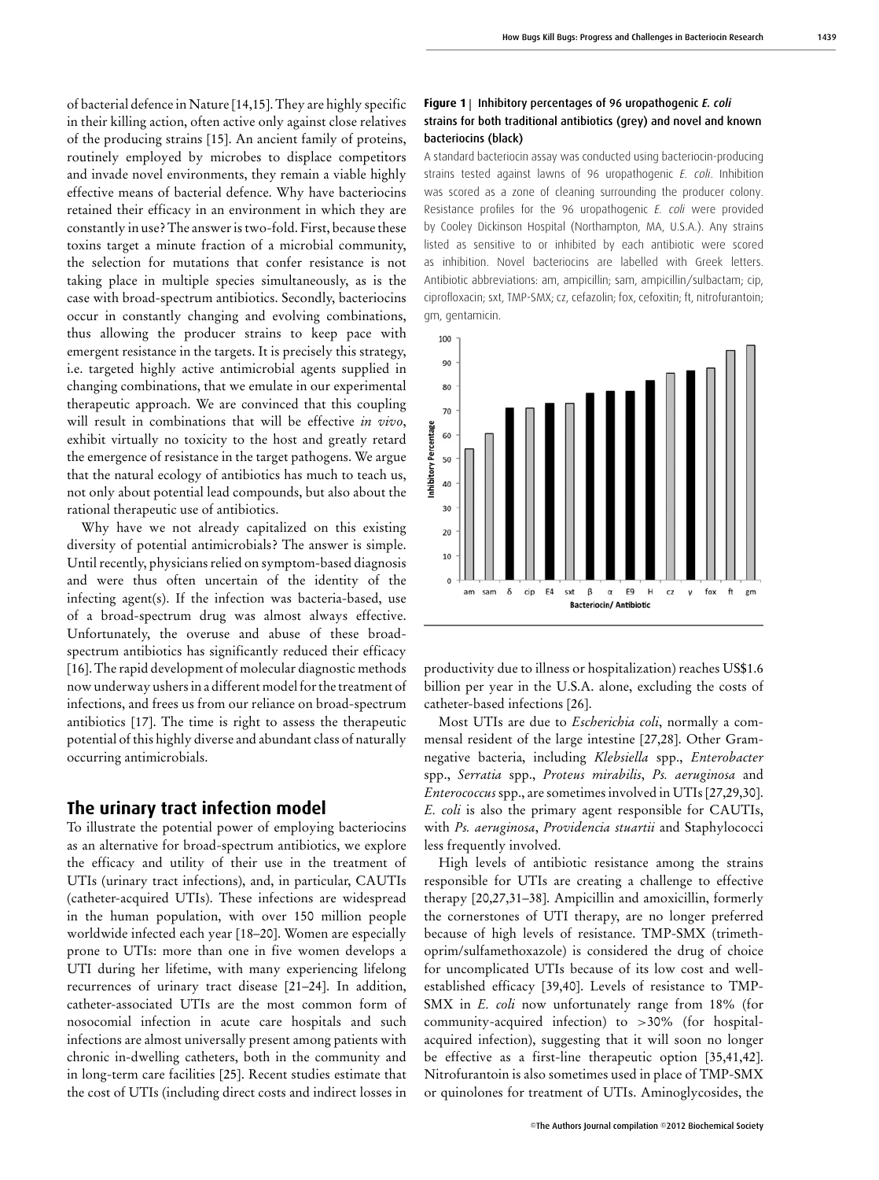of bacterial defence in Nature [14,15]. They are highly specific in their killing action, often active only against close relatives of the producing strains [15]. An ancient family of proteins, routinely employed by microbes to displace competitors and invade novel environments, they remain a viable highly effective means of bacterial defence. Why have bacteriocins retained their efficacy in an environment in which they are constantly in use? The answer is two-fold. First, because these toxins target a minute fraction of a microbial community, the selection for mutations that confer resistance is not taking place in multiple species simultaneously, as is the case with broad-spectrum antibiotics. Secondly, bacteriocins occur in constantly changing and evolving combinations, thus allowing the producer strains to keep pace with emergent resistance in the targets. It is precisely this strategy, i.e. targeted highly active antimicrobial agents supplied in changing combinations, that we emulate in our experimental therapeutic approach. We are convinced that this coupling will result in combinations that will be effective *in vivo*, exhibit virtually no toxicity to the host and greatly retard the emergence of resistance in the target pathogens. We argue that the natural ecology of antibiotics has much to teach us, not only about potential lead compounds, but also about the rational therapeutic use of antibiotics.

Why have we not already capitalized on this existing diversity of potential antimicrobials? The answer is simple. Until recently, physicians relied on symptom-based diagnosis and were thus often uncertain of the identity of the infecting agent(s). If the infection was bacteria-based, use of a broad-spectrum drug was almost always effective. Unfortunately, the overuse and abuse of these broad-spectrum antibiotics has significantly reduced their efficacy [16]. The rapid development of molecular diagnostic methods now underway ushers in a different model for the treatment of infections, and frees us from our reliance on broad-spectrum antibiotics [17]. The time is right to assess the therapeutic potential of this highly diverse and abundant class of naturally occurring antimicrobials.

## The urinary tract infection model

To illustrate the potential power of employing bacteriocins as an alternative for broad-spectrum antibiotics, we explore the efficacy and utility of their use in the treatment of UTIs (urinary tract infections), and, in particular, CAUTIs (catheter-acquired UTIs). These infections are widespread in the human population, with over 150 million people worldwide infected each year [18–20]. Women are especially prone to UTIs: more than one in five women develops a UTI during her lifetime, with many experiencing lifelong recurrences of urinary tract disease [21–24]. In addition, catheter-associated UTIs are the most common form of nosocomial infection in acute care hospitals and such infections are almost universally present among patients with chronic in-dwelling catheters, both in the community and in long-term care facilities [25]. Recent studies estimate that the cost of UTIs (including direct costs and indirect losses in

**Figure 1 | Inhibitory percentages of 96 uropathogenic *E. coli* strains for both traditional antibiotics (grey) and novel and known bacteriocins (black)**

A standard bacteriocin assay was conducted using bacteriocin-producing strains tested against lawns of 96 uropathogenic *E. coli*. Inhibition was scored as a zone of cleaning surrounding the producer colony. Resistance profiles for the 96 uropathogenic *E. coli* were provided by Cooley Dickinson Hospital (Northampton, MA, U.S.A.). Any strains listed as sensitive to or inhibited by each antibiotic were scored as inhibition. Novel bacteriocins are labelled with Greek letters. Antibiotic abbreviations: am, ampicillin; sam, ampicillin/sulbactam; cip, ciprofloxacin; sxt, TMP-SMX; cz, cefazolin; fox, cefoxitin; ft, nitrofurantoin; gm, gentamicin.

Inhibitory Percentage
0 10 20 30 40 50 60 70 80 90 100
am sam δ cip E4 sxt β α E9 H cz γ fox ft gm
Bacteriocin/ Antibiotic

productivity due to illness or hospitalization) reaches US$1.6 billion per year in the U.S.A. alone, excluding the costs of catheter-based infections [26].

Most UTIs are due to *Escherichia coli*, normally a commensal resident of the large intestine [27,28]. Other Gram-negative bacteria, including *Klebsiella* spp., *Enterobacter* spp., *Serratia* spp., *Proteus mirabilis*, *Ps. aeruginosa* and *Enterococcus* spp., are sometimes involved in UTIs [27,29,30]. *E. coli* is also the primary agent responsible for CAUTIs, with *Ps. aeruginosa*, *Providencia stuartii* and Staphylococci less frequently involved.

High levels of antibiotic resistance among the strains responsible for UTIs are creating a challenge to effective therapy [20,27,31–38]. Ampicillin and amoxicillin, formerly the cornerstones of UTI therapy, are no longer preferred because of high levels of resistance. TMP-SMX (trimethoprim/sulfamethoxazole) is considered the drug of choice for uncomplicated UTIs because of its low cost and well-established efficacy [39,40]. Levels of resistance to TMP-SMX in *E. coli* now unfortunately range from 18% (for community-acquired infection) to >30% (for hospital-acquired infection), suggesting that it will soon no longer be effective as a first-line therapeutic option [35,41,42]. Nitrofurantoin is also sometimes used in place of TMP-SMX or quinolones for treatment of UTIs. Aminoglycosides, the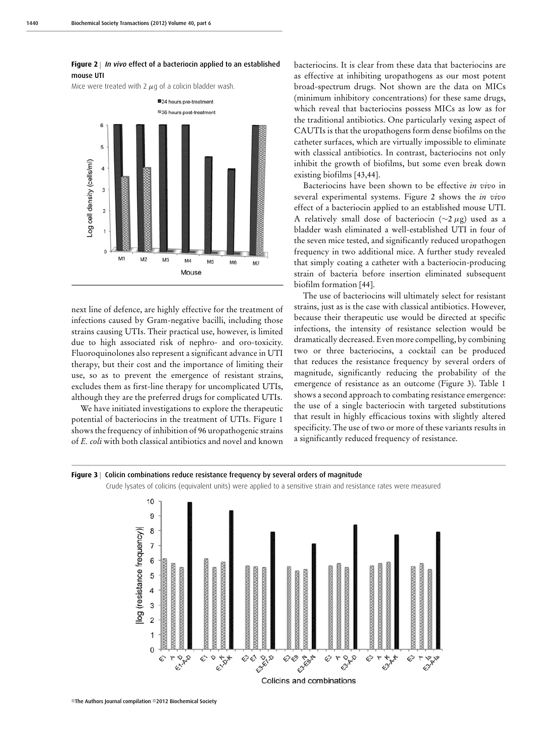**Figure 2** | *In vivo* effect of a bacteriocin applied to an established mouse UTI

Mice were treated with 2 $\mu$g of a colicin bladder wash.

next line of defence, are highly effective for the treatment of infections caused by Gram-negative bacilli, including those strains causing UTIs. Their practical use, however, is limited due to high associated risk of nephro- and oro-toxicity. Fluoroquinolones also represent a significant advance in UTI therapy, but their cost and the importance of limiting their use, so as to prevent the emergence of resistant strains, excludes them as first-line therapy for uncomplicated UTIs, although they are the preferred drugs for complicated UTIs.

We have initiated investigations to explore the therapeutic potential of bacteriocins in the treatment of UTIs. Figure 1 shows the frequency of inhibition of 96 uropathogenic strains of *E. coli* with both classical antibiotics and novel and known bacteriocins. It is clear from these data that bacteriocins are as effective at inhibiting uropathogens as our most potent broad-spectrum drugs. Not shown are the data on MICs (minimum inhibitory concentrations) for these same drugs, which reveal that bacteriocins possess MICs as low as for the traditional antibiotics. One particularly vexing aspect of CAUTIs is that the uropathogens form dense biofilms on the catheter surfaces, which are virtually impossible to eliminate with classical antibiotics. In contrast, bacteriocins not only inhibit the growth of biofilms, but some even break down existing biofilms [43,44].

Bacteriocins have been shown to be effective *in vivo* in several experimental systems. Figure 2 shows the *in vivo* effect of a bacteriocin applied to an established mouse UTI. A relatively small dose of bacteriocin (~2 $\mu$g) used as a bladder wash eliminated a well-established UTI in four of the seven mice tested, and significantly reduced uropathogen frequency in two additional mice. A further study revealed that simply coating a catheter with a bacteriocin-producing strain of bacteria before insertion eliminated subsequent biofilm formation [44].

The use of bacteriocins will ultimately select for resistant strains, just as is the case with classical antibiotics. However, because their therapeutic use would be directed at specific infections, the intensity of resistance selection would be dramatically decreased. Even more compelling, by combining two or three bacteriocins, a cocktail can be produced that reduces the resistance frequency by several orders of magnitude, significantly reducing the probability of the emergence of resistance as an outcome (Figure 3). Table 1 shows a second approach to combating resistance emergence: the use of a single bacteriocin with targeted substitutions that result in highly efficacious toxins with slightly altered specificity. The use of two or more of these variants results in a significantly reduced frequency of resistance.

**Figure 3** | Colicin combinations reduce resistance frequency by several orders of magnitude

Crude lysates of colicins (equivalent units) were applied to a sensitive strain and resistance rates were measured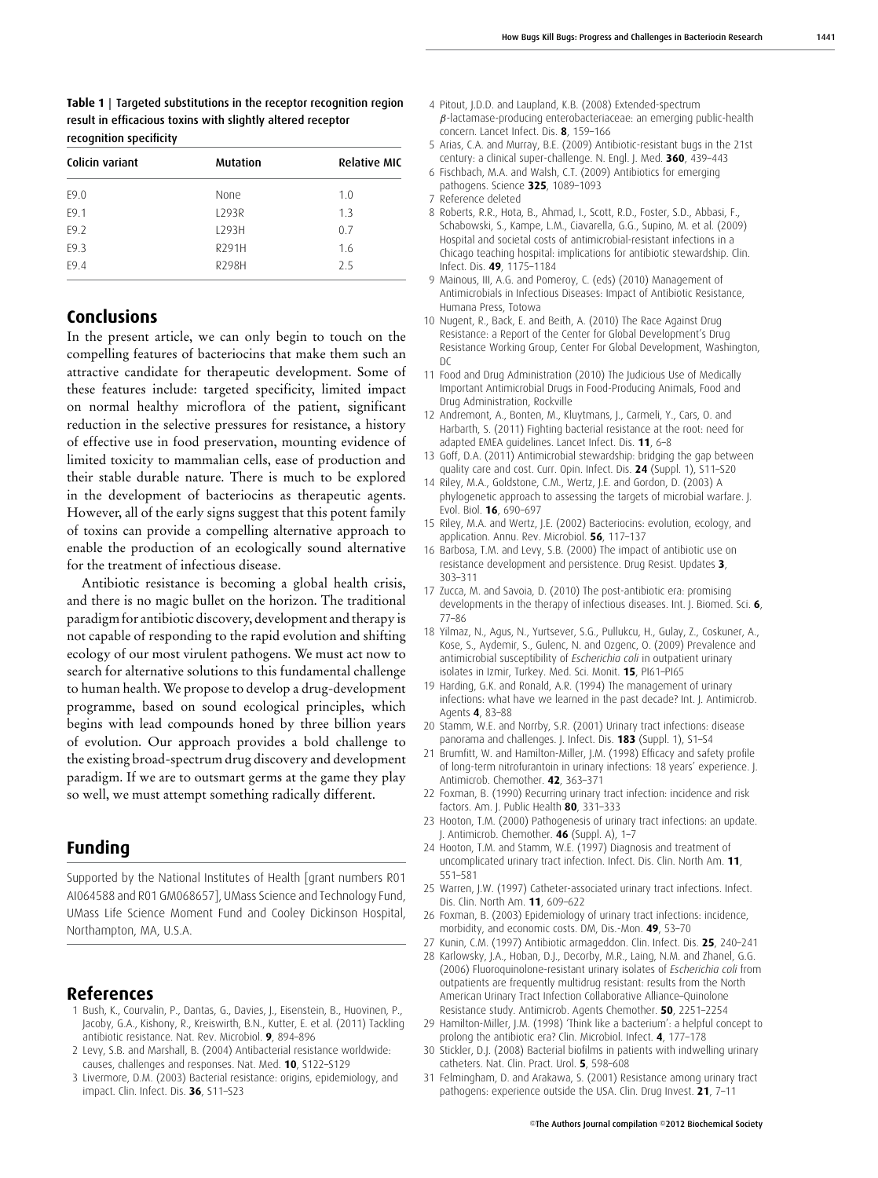**Table 1 | Targeted substitutions in the receptor recognition region result in efficacious toxins with slightly altered receptor recognition specificity**

| Colicin variant | Mutation | Relative MIC |
|---|---|---|
| E9.0 | None | 1.0 |
| E9.1 | L293R | 1.3 |
| E9.2 | L293H | 0.7 |
| E9.3 | R291H | 1.6 |
| E9.4 | R298H | 2.5 |

## Conclusions

In the present article, we can only begin to touch on the compelling features of bacteriocins that make them such an attractive candidate for therapeutic development. Some of these features include: targeted specificity, limited impact on normal healthy microflora of the patient, significant reduction in the selective pressures for resistance, a history of effective use in food preservation, mounting evidence of limited toxicity to mammalian cells, ease of production and their stable durable nature. There is much to be explored in the development of bacteriocins as therapeutic agents. However, all of the early signs suggest that this potent family of toxins can provide a compelling alternative approach to enable the production of an ecologically sound alternative for the treatment of infectious disease.

Antibiotic resistance is becoming a global health crisis, and there is no magic bullet on the horizon. The traditional paradigm for antibiotic discovery, development and therapy is not capable of responding to the rapid evolution and shifting ecology of our most virulent pathogens. We must act now to search for alternative solutions to this fundamental challenge to human health. We propose to develop a drug-development programme, based on sound ecological principles, which begins with lead compounds honed by three billion years of evolution. Our approach provides a bold challenge to the existing broad-spectrum drug discovery and development paradigm. If we are to outsmart germs at the game they play so well, we must attempt something radically different.

## Funding

Supported by the National Institutes of Health [grant numbers R01 AI064588 and R01 GM068657], UMass Science and Technology Fund, UMass Life Science Moment Fund and Cooley Dickinson Hospital, Northampton, MA, U.S.A.

## References

1 Bush, K., Courvalin, P., Dantas, G., Davies, J., Eisenstein, B., Huovinen, P., Jacoby, G.A., Kishony, R., Kreiswirth, B.N., Kutter, E. et al. (2011) Tackling antibiotic resistance. Nat. Rev. Microbiol. **9**, 894–896

2 Levy, S.B. and Marshall, B. (2004) Antibacterial resistance worldwide: causes, challenges and responses. Nat. Med. **10**, S122–S129

3 Livermore, D.M. (2003) Bacterial resistance: origins, epidemiology, and impact. Clin. Infect. Dis. **36**, S11–S23

4 Pitout, J.D.D. and Laupland, K.B. (2008) Extended-spectrum $\beta$-lactamase-producing enterobacteriaceae: an emerging public-health concern. Lancet Infect. Dis. **8**, 159–166

5 Arias, C.A. and Murray, B.E. (2009) Antibiotic-resistant bugs in the 21st century: a clinical super-challenge. N. Engl. J. Med. **360**, 439–443

6 Fischbach, M.A. and Walsh, C.T. (2009) Antibiotics for emerging pathogens. Science **325**, 1089–1093

7 Reference deleted

8 Roberts, R.R., Hota, B., Ahmad, I., Scott, R.D., Foster, S.D., Abbasi, F., Schabowski, S., Kampe, L.M., Ciavarella, G.G., Supino, M. et al. (2009) Hospital and societal costs of antimicrobial-resistant infections in a Chicago teaching hospital: implications for antibiotic stewardship. Clin. Infect. Dis. **49**, 1175–1184

9 Mainous, III, A.G. and Pomeroy, C. (eds) (2010) Management of Antimicrobials in Infectious Diseases: Impact of Antibiotic Resistance, Humana Press, Totowa

10 Nugent, R., Back, E. and Beith, A. (2010) The Race Against Drug Resistance: a Report of the Center for Global Development's Drug Resistance Working Group, Center For Global Development, Washington, DC

11 Food and Drug Administration (2010) The Judicious Use of Medically Important Antimicrobial Drugs in Food-Producing Animals, Food and Drug Administration, Rockville

12 Andremont, A., Bonten, M., Kluytmans, J., Carmeli, Y., Cars, O. and Harbarth, S. (2011) Fighting bacterial resistance at the root: need for adapted EMEA guidelines. Lancet Infect. Dis. **11**, 6–8

13 Goff, D.A. (2011) Antimicrobial stewardship: bridging the gap between quality care and cost. Curr. Opin. Infect. Dis. **24** (Suppl. 1), S11–S20

14 Riley, M.A., Goldstone, C.M., Wertz, J.E. and Gordon, D. (2003) A phylogenetic approach to assessing the targets of microbial warfare. J. Evol. Biol. **16**, 690–697

15 Riley, M.A. and Wertz, J.E. (2002) Bacteriocins: evolution, ecology, and application. Annu. Rev. Microbiol. **56**, 117–137

16 Barbosa, T.M. and Levy, S.B. (2000) The impact of antibiotic use on resistance development and persistence. Drug Resist. Updates **3**, 303–311

17 Zucca, M. and Savoia, D. (2010) The post-antibiotic era: promising developments in the therapy of infectious diseases. Int. J. Biomed. Sci. **6**, 77–86

18 Yilmaz, N., Agus, N., Yurtsever, S.G., Pullukcu, H., Gulay, Z., Coskuner, A., Kose, S., Aydemir, S., Gulenc, N. and Ozgenc, O. (2009) Prevalence and antimicrobial susceptibility of *Escherichia coli* in outpatient urinary isolates in Izmir, Turkey. Med. Sci. Monit. **15**, PI61–PI65

19 Harding, G.K. and Ronald, A.R. (1994) The management of urinary infections: what have we learned in the past decade? Int. J. Antimicrob. Agents **4**, 83–88

20 Stamm, W.E. and Norrby, S.R. (2001) Urinary tract infections: disease panorama and challenges. J. Infect. Dis. **183** (Suppl. 1), S1–S4

21 Brumfitt, W. and Hamilton-Miller, J.M. (1998) Efficacy and safety profile of long-term nitrofurantoin in urinary infections: 18 years' experience. J. Antimicrob. Chemother. **42**, 363–371

22 Foxman, B. (1990) Recurring urinary tract infection: incidence and risk factors. Am. J. Public Health **80**, 331–333

23 Hooton, T.M. (2000) Pathogenesis of urinary tract infections: an update. J. Antimicrob. Chemother. **46** (Suppl. A), 1–7

24 Hooton, T.M. and Stamm, W.E. (1997) Diagnosis and treatment of uncomplicated urinary tract infection. Infect. Dis. Clin. North Am. **11**, 551–581

25 Warren, J.W. (1997) Catheter-associated urinary tract infections. Infect. Dis. Clin. North Am. **11**, 609–622

26 Foxman, B. (2003) Epidemiology of urinary tract infections: incidence, morbidity, and economic costs. DM, Dis.-Mon. **49**, 53–70

27 Kunin, C.M. (1997) Antibiotic armageddon. Clin. Infect. Dis. **25**, 240–241

28 Karlowsky, J.A., Hoban, D.J., Decorby, M.R., Laing, N.M. and Zhanel, G.G. (2006) Fluoroquinolone-resistant urinary isolates of *Escherichia coli* from outpatients are frequently multidrug resistant: results from the North American Urinary Tract Infection Collaborative Alliance–Quinolone Resistance study. Antimicrob. Agents Chemother. **50**, 2251–2254

29 Hamilton-Miller, J.M. (1998) 'Think like a bacterium': a helpful concept to prolong the antibiotic era? Clin. Microbiol. Infect. **4**, 177–178

30 Stickler, D.J. (2008) Bacterial biofilms in patients with indwelling urinary catheters. Nat. Clin. Pract. Urol. **5**, 598–608

31 Felmingham, D. and Arakawa, S. (2001) Resistance among urinary tract pathogens: experience outside the USA. Clin. Drug Invest. **21**, 7–11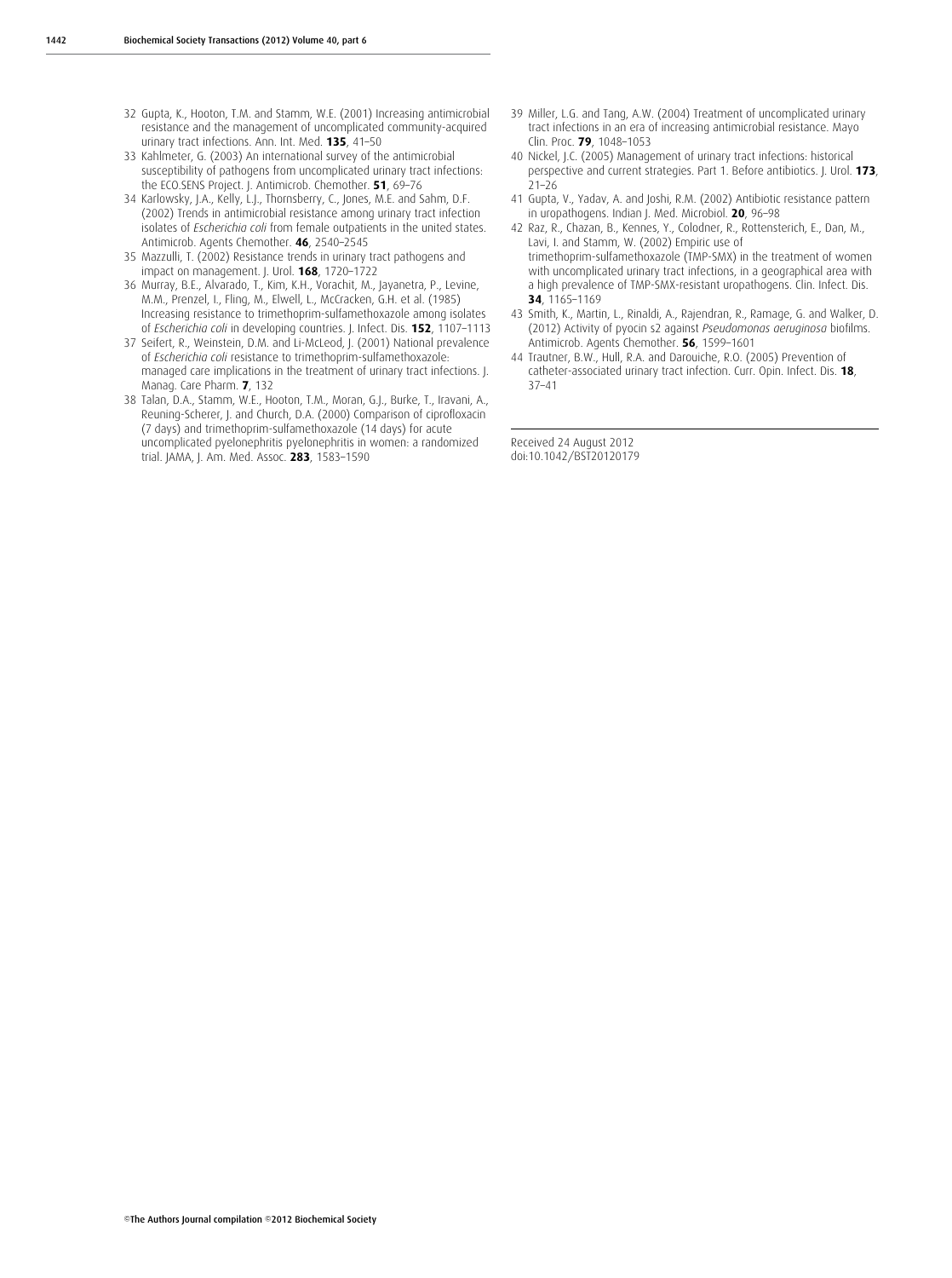32 Gupta, K., Hooton, T.M. and Stamm, W.E. (2001) Increasing antimicrobial resistance and the management of uncomplicated community-acquired urinary tract infections. Ann. Int. Med. **135**, 41–50

33 Kahlmeter, G. (2003) An international survey of the antimicrobial susceptibility of pathogens from uncomplicated urinary tract infections: the ECO.SENS Project. J. Antimicrob. Chemother. **51**, 69–76

34 Karlowsky, J.A., Kelly, L.J., Thornsberry, C., Jones, M.E. and Sahm, D.F. (2002) Trends in antimicrobial resistance among urinary tract infection isolates of *Escherichia coli* from female outpatients in the united states. Antimicrob. Agents Chemother. **46**, 2540–2545

35 Mazzulli, T. (2002) Resistance trends in urinary tract pathogens and impact on management. J. Urol. **168**, 1720–1722

36 Murray, B.E., Alvarado, T., Kim, K.H., Vorachit, M., Jayanetra, P., Levine, M.M., Prenzel, I., Fling, M., Elwell, L., McCracken, G.H. et al. (1985) Increasing resistance to trimethoprim-sulfamethoxazole among isolates of *Escherichia coli* in developing countries. J. Infect. Dis. **152**, 1107–1113

37 Seifert, R., Weinstein, D.M. and Li-McLeod, J. (2001) National prevalence of *Escherichia coli* resistance to trimethoprim-sulfamethoxazole: managed care implications in the treatment of urinary tract infections. J. Manag. Care Pharm. **7**, 132

38 Talan, D.A., Stamm, W.E., Hooton, T.M., Moran, G.J., Burke, T., Iravani, A., Reuning-Scherer, J. and Church, D.A. (2000) Comparison of ciprofloxacin (7 days) and trimethoprim-sulfamethoxazole (14 days) for acute uncomplicated pyelonephritis pyelonephritis in women: a randomized trial. JAMA, J. Am. Med. Assoc. **283**, 1583–1590

39 Miller, L.G. and Tang, A.W. (2004) Treatment of uncomplicated urinary tract infections in an era of increasing antimicrobial resistance. Mayo Clin. Proc. **79**, 1048–1053

40 Nickel, J.C. (2005) Management of urinary tract infections: historical perspective and current strategies. Part 1. Before antibiotics. J. Urol. **173**, 21–26

41 Gupta, V., Yadav, A. and Joshi, R.M. (2002) Antibiotic resistance pattern in uropathogens. Indian J. Med. Microbiol. **20**, 96–98

42 Raz, R., Chazan, B., Kennes, Y., Colodner, R., Rottensterich, E., Dan, M., Lavi, I. and Stamm, W. (2002) Empiric use of trimethoprim-sulfamethoxazole (TMP-SMX) in the treatment of women with uncomplicated urinary tract infections, in a geographical area with a high prevalence of TMP-SMX-resistant uropathogens. Clin. Infect. Dis. **34**, 1165–1169

43 Smith, K., Martin, L., Rinaldi, A., Rajendran, R., Ramage, G. and Walker, D. (2012) Activity of pyocin s2 against *Pseudomonas aeruginosa* biofilms. Antimicrob. Agents Chemother. **56**, 1599–1601

44 Trautner, B.W., Hull, R.A. and Darouiche, R.O. (2005) Prevention of catheter-associated urinary tract infection. Curr. Opin. Infect. Dis. **18**, 37–41

Received 24 August 2012
doi:10.1042/BST20120179